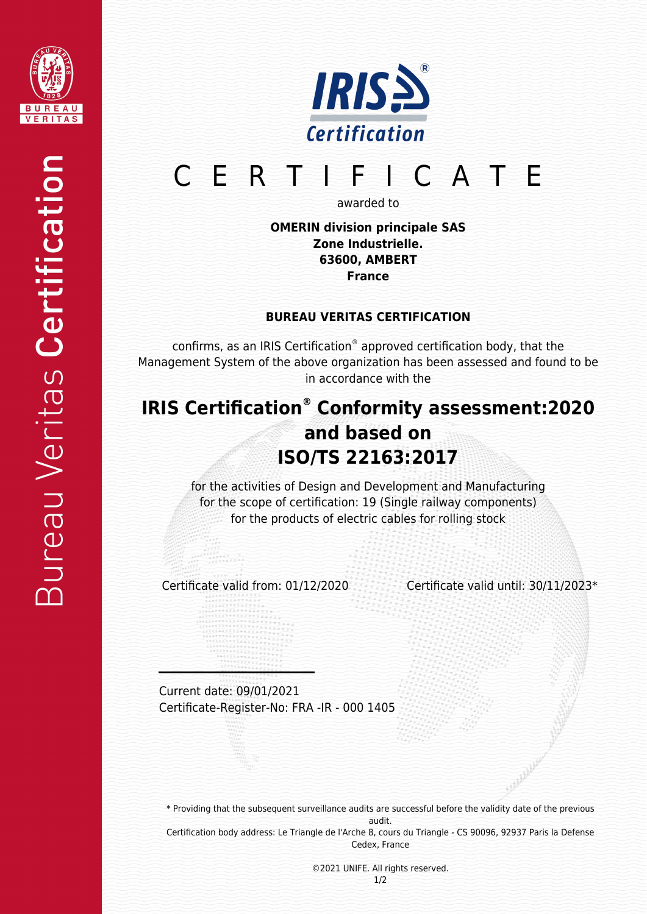Bureau Veritas **Certification**

IRIS® Certification

# C E R T I F I C A T E

awarded to

**OMERIN division principale SAS**
**Zone Industrielle.**
**63600, AMBERT**
**France**

**BUREAU VERITAS CERTIFICATION**

confirms, as an IRIS Certification® approved certification body, that the Management System of the above organization has been assessed and found to be in accordance with the

## IRIS Certification® Conformity assessment:2020 and based on ISO/TS 22163:2017

for the activities of Design and Development and Manufacturing
for the scope of certification: 19 (Single railway components)
for the products of electric cables for rolling stock

Certificate valid from: 01/12/2020

Certificate valid until: 30/11/2023*

Current date: 09/01/2021
Certificate-Register-No: FRA -IR - 000 1405

* Providing that the subsequent surveillance audits are successful before the validity date of the previous audit.
Certification body address: Le Triangle de l'Arche 8, cours du Triangle - CS 90096, 92937 Paris la Defense Cedex, France

©2021 UNIFE. All rights reserved.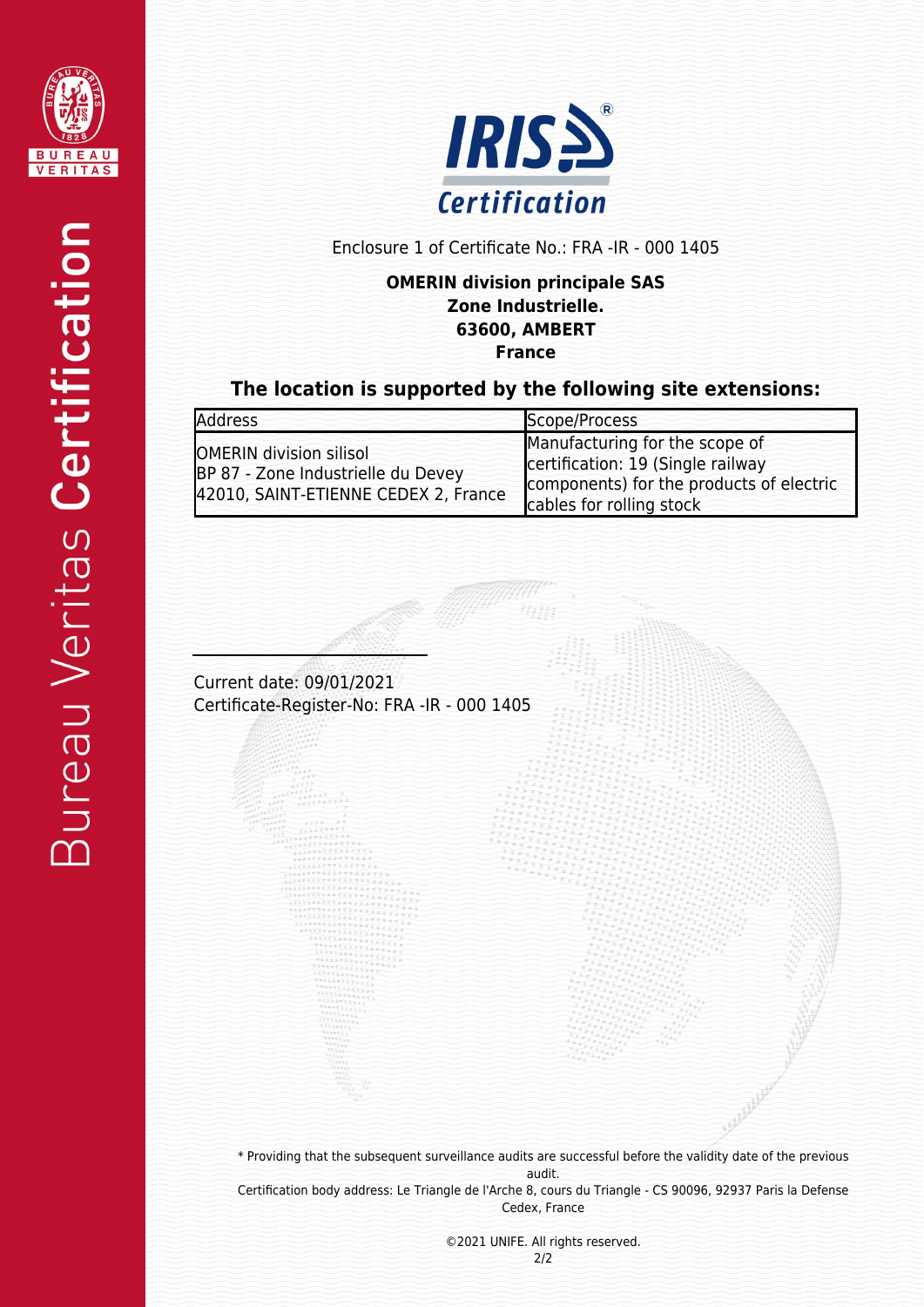Enclosure 1 of Certificate No.: FRA -IR - 000 1405

**OMERIN division principale SAS**
**Zone Industrielle.**
**63600, AMBERT**
**France**

## The location is supported by the following site extensions:

| Address | Scope/Process |
|---|---|
| OMERIN division silisol<br>BP 87 - Zone Industrielle du Devey<br>42010, SAINT-ETIENNE CEDEX 2, France | Manufacturing for the scope of certification: 19 (Single railway components) for the products of electric cables for rolling stock |

Current date: 09/01/2021
Certificate-Register-No: FRA -IR - 000 1405

* Providing that the subsequent surveillance audits are successful before the validity date of the previous audit.

Certification body address: Le Triangle de l'Arche 8, cours du Triangle - CS 90096, 92937 Paris la Defense Cedex, France

©2021 UNIFE. All rights reserved.